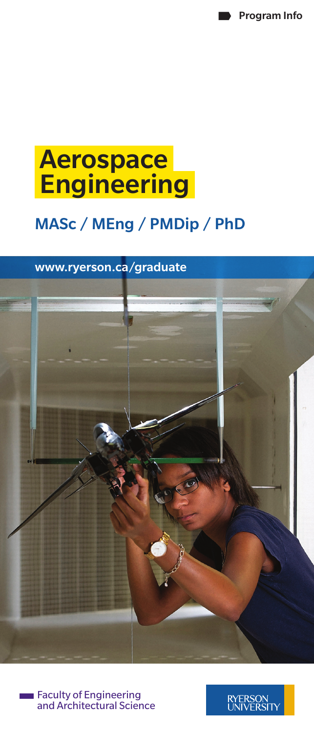Program Info

# Aerospace Engineering

## MASc / MEng / PMDip / PhD

www.ryerson.ca/graduate

Faculty of Engineering and Architectural Science

RYERSON UNIVERSITY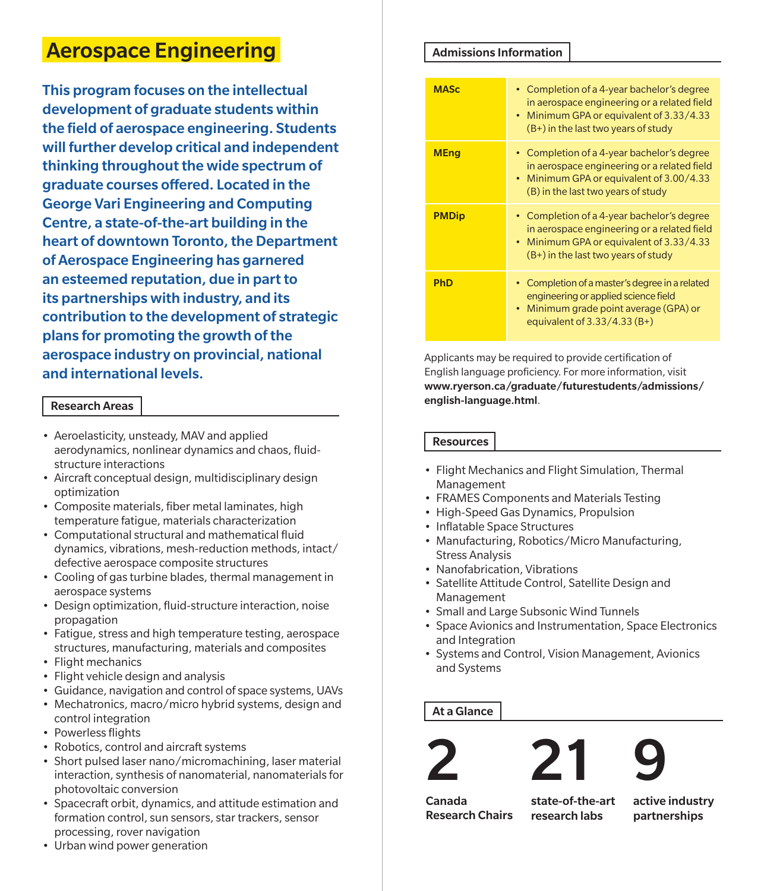# Aerospace Engineering

**This program focuses on the intellectual development of graduate students within the field of aerospace engineering. Students will further develop critical and independent thinking throughout the wide spectrum of graduate courses offered. Located in the George Vari Engineering and Computing Centre, a state-of-the-art building in the heart of downtown Toronto, the Department of Aerospace Engineering has garnered an esteemed reputation, due in part to its partnerships with industry, and its contribution to the development of strategic plans for promoting the growth of the aerospace industry on provincial, national and international levels.**

## Research Areas

- Aeroelasticity, unsteady, MAV and applied aerodynamics, nonlinear dynamics and chaos, fluid-structure interactions
- Aircraft conceptual design, multidisciplinary design optimization
- Composite materials, fiber metal laminates, high temperature fatigue, materials characterization
- Computational structural and mathematical fluid dynamics, vibrations, mesh-reduction methods, intact/defective aerospace composite structures
- Cooling of gas turbine blades, thermal management in aerospace systems
- Design optimization, fluid-structure interaction, noise propagation
- Fatigue, stress and high temperature testing, aerospace structures, manufacturing, materials and composites
- Flight mechanics
- Flight vehicle design and analysis
- Guidance, navigation and control of space systems, UAVs
- Mechatronics, macro/micro hybrid systems, design and control integration
- Powerless flights
- Robotics, control and aircraft systems
- Short pulsed laser nano/micromachining, laser material interaction, synthesis of nanomaterial, nanomaterials for photovoltaic conversion
- Spacecraft orbit, dynamics, and attitude estimation and formation control, sun sensors, star trackers, sensor processing, rover navigation
- Urban wind power generation

## Admissions Information

| Program | Requirements |
|---|---|
| **MASc** | • Completion of a 4-year bachelor's degree in aerospace engineering or a related field<br>• Minimum GPA or equivalent of 3.33/4.33 (B+) in the last two years of study |
| **MEng** | • Completion of a 4-year bachelor's degree in aerospace engineering or a related field<br>• Minimum GPA or equivalent of 3.00/4.33 (B) in the last two years of study |
| **PMDip** | • Completion of a 4-year bachelor's degree in aerospace engineering or a related field<br>• Minimum GPA or equivalent of 3.33/4.33 (B+) in the last two years of study |
| **PhD** | • Completion of a master's degree in a related engineering or applied science field<br>• Minimum grade point average (GPA) or equivalent of 3.33/4.33 (B+) |

Applicants may be required to provide certification of English language proficiency. For more information, visit **www.ryerson.ca/graduate/futurestudents/admissions/english-language.html**.

## Resources

- Flight Mechanics and Flight Simulation, Thermal Management
- FRAMES Components and Materials Testing
- High-Speed Gas Dynamics, Propulsion
- Inflatable Space Structures
- Manufacturing, Robotics/Micro Manufacturing, Stress Analysis
- Nanofabrication, Vibrations
- Satellite Attitude Control, Satellite Design and Management
- Small and Large Subsonic Wind Tunnels
- Space Avionics and Instrumentation, Space Electronics and Integration
- Systems and Control, Vision Management, Avionics and Systems

## At a Glance

**2** Canada Research Chairs

**21** state-of-the-art research labs

**9** active industry partnerships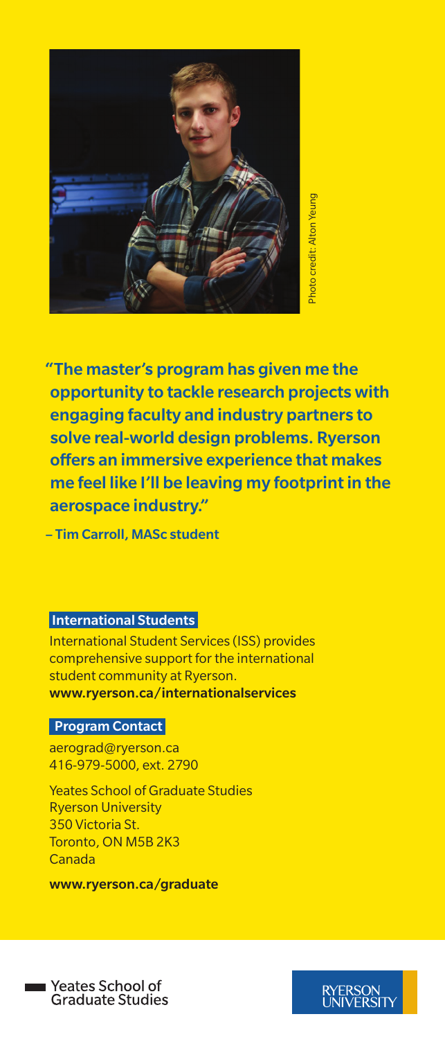Photo credit: Alton Yeung

"The master's program has given me the opportunity to tackle research projects with engaging faculty and industry partners to solve real-world design problems. Ryerson offers an immersive experience that makes me feel like I'll be leaving my footprint in the aerospace industry."

– Tim Carroll, MASc student

## International Students

International Student Services (ISS) provides comprehensive support for the international student community at Ryerson.
**www.ryerson.ca/internationalservices**

## Program Contact

aerograd@ryerson.ca
416-979-5000, ext. 2790

Yeates School of Graduate Studies
Ryerson University
350 Victoria St.
Toronto, ON M5B 2K3
Canada

**www.ryerson.ca/graduate**

Yeates School of Graduate Studies

RYERSON UNIVERSITY